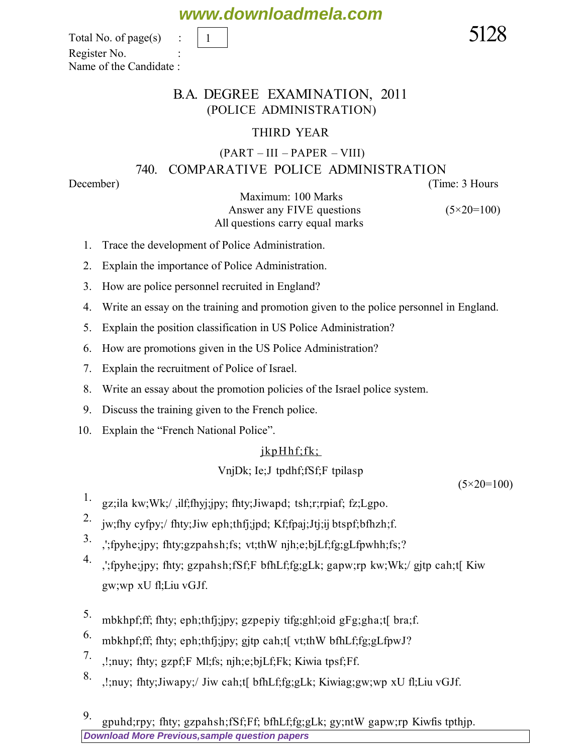www.downloadmela.com

Total No. of page(s) : 1

Register No. :

Name of the Candidate :

5128

# B.A. DEGREE EXAMINATION, 2011

## (POLICE ADMINISTRATION)

### THIRD YEAR

(PART – III – PAPER – VIII)

### 740. COMPARATIVE POLICE ADMINISTRATION

December) (Time: 3 Hours

Maximum: 100 Marks

Answer any FIVE questions (5×20=100)

All questions carry equal marks

1. Trace the development of Police Administration.
2. Explain the importance of Police Administration.
3. How are police personnel recruited in England?
4. Write an essay on the training and promotion given to the police personnel in England.
5. Explain the position classification in US Police Administration?
6. How are promotions given in the US Police Administration?
7. Explain the recruitment of Police of Israel.
8. Write an essay about the promotion policies of the Israel police system.
9. Discuss the training given to the French police.
10. Explain the "French National Police".

jkpHhf;fk;

VnjDk; Ie;J tpdhf;fSf;F tpilasp

(5×20=100)

1. gz;ila kw;Wk;/ ,ilf;fhyj;jpy; fhty;Jiwapd; tsh;r;rpiaf; fz;Lgpo.
2. jw;fhy cyfpy;/ fhty;Jiw eph;thfj;jpd; Kf;fpaj;Jtj;ij btspf;bfhzh;f.
3. ,';fpyhe;jpy; fhty;gzpahsh;fs; vt;thW njh;e;bjLf;fg;gLfpwhh;fs;?
4. ,';fpyhe;jpy; fhty; gzpahsh;fSf;F bfhLf;fg;gLk; gapw;rp kw;Wk;/ gjtp cah;t[ Kiw gw;wp xU fl;Liu vGJf.
5. mbkhpf;ff; fhty; eph;thfj;jpy; gzpepiy tifg;ghl;oid gFg;gha;t[ bra;f.
6. mbkhpf;ff; fhty; eph;thfj;jpy; gjtp cah;t[ vt;thW bfhLf;fg;gLfpwJ?
7. ,!;nuy; fhty; gzpf;F Ml;fs; njh;e;bjLf;Fk; Kiwia tpsf;Ff.
8. ,!;nuy; fhty;Jiwapy;/ Jiw cah;t[ bfhLf;fg;gLk; Kiwiag;gw;wp xU fl;Liu vGJf.
9. gpuhd;rpy; fhty; gzpahsh;fSf;Ff; bfhLf;fg;gLk; gy;ntW gapw;rp Kiwfis tpthjp.

Download More Previous,sample question papers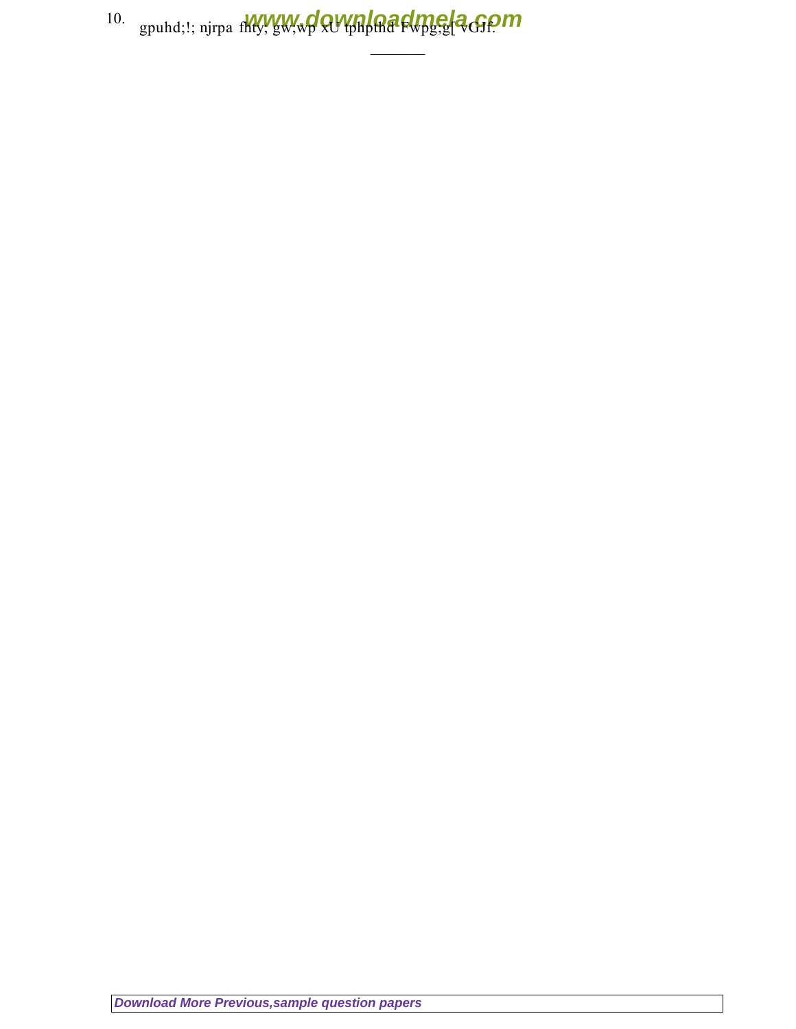10. gpuhd;!; njrpa fhty; gw;wp xU tpiupthd Fwpg;g[ vGJf.

---